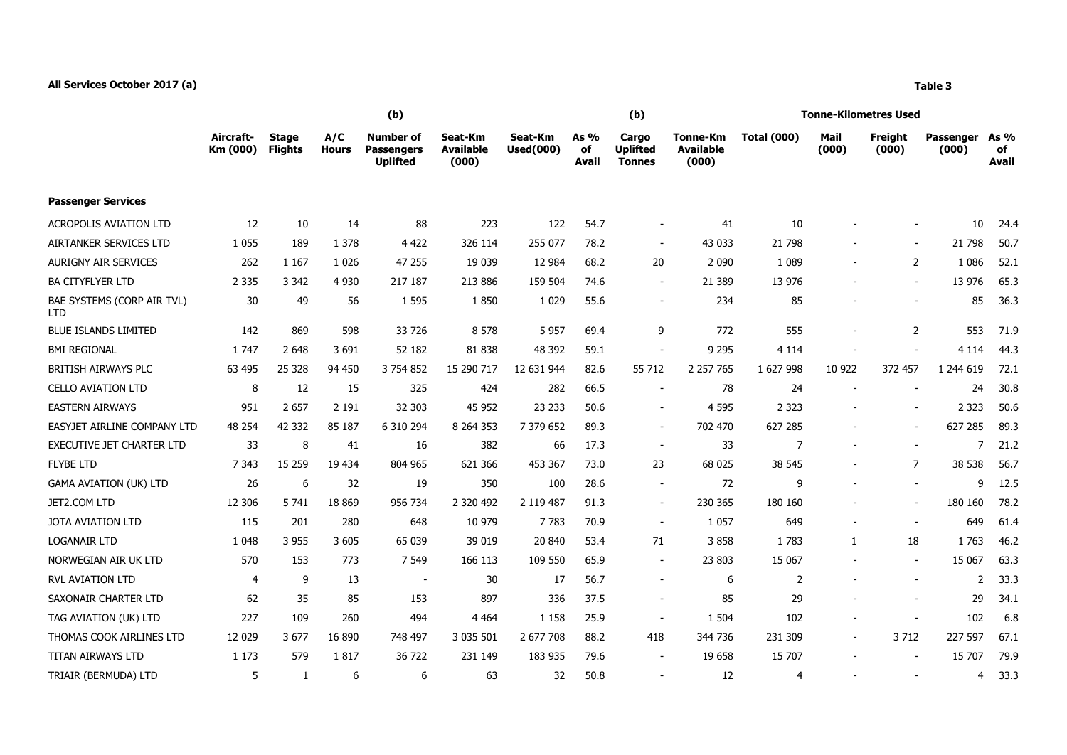**All Services October 2017 (a)**

**Table 3**

| | Aircraft-Km (000) | Stage Flights | A/C Hours | (b) Number of Passengers Uplifted | Seat-Km Available (000) | Seat-Km Used(000) | As % of Avail | (b) Cargo Uplifted Tonnes | Tonne-Km Available (000) | Tonne-Kilometres Used Total (000) | Mail (000) | Freight (000) | Passenger (000) | As % of Avail |
|---|---|---|---|---|---|---|---|---|---|---|---|---|---|---|
| **Passenger Services** | | | | | | | | | | | | | | |
| ACROPOLIS AVIATION LTD | 12 | 10 | 14 | 88 | 223 | 122 | 54.7 | - | 41 | 10 | - | - | 10 | 24.4 |
| AIRTANKER SERVICES LTD | 1 055 | 189 | 1 378 | 4 422 | 326 114 | 255 077 | 78.2 | - | 43 033 | 21 798 | - | - | 21 798 | 50.7 |
| AURIGNY AIR SERVICES | 262 | 1 167 | 1 026 | 47 255 | 19 039 | 12 984 | 68.2 | 20 | 2 090 | 1 089 | - | 2 | 1 086 | 52.1 |
| BA CITYFLYER LTD | 2 335 | 3 342 | 4 930 | 217 187 | 213 886 | 159 504 | 74.6 | - | 21 389 | 13 976 | - | - | 13 976 | 65.3 |
| BAE SYSTEMS (CORP AIR TVL) LTD | 30 | 49 | 56 | 1 595 | 1 850 | 1 029 | 55.6 | - | 234 | 85 | - | - | 85 | 36.3 |
| BLUE ISLANDS LIMITED | 142 | 869 | 598 | 33 726 | 8 578 | 5 957 | 69.4 | 9 | 772 | 555 | - | 2 | 553 | 71.9 |
| BMI REGIONAL | 1 747 | 2 648 | 3 691 | 52 182 | 81 838 | 48 392 | 59.1 | - | 9 295 | 4 114 | - | - | 4 114 | 44.3 |
| BRITISH AIRWAYS PLC | 63 495 | 25 328 | 94 450 | 3 754 852 | 15 290 717 | 12 631 944 | 82.6 | 55 712 | 2 257 765 | 1 627 998 | 10 922 | 372 457 | 1 244 619 | 72.1 |
| CELLO AVIATION LTD | 8 | 12 | 15 | 325 | 424 | 282 | 66.5 | - | 78 | 24 | - | - | 24 | 30.8 |
| EASTERN AIRWAYS | 951 | 2 657 | 2 191 | 32 303 | 45 952 | 23 233 | 50.6 | - | 4 595 | 2 323 | - | - | 2 323 | 50.6 |
| EASYJET AIRLINE COMPANY LTD | 48 254 | 42 332 | 85 187 | 6 310 294 | 8 264 353 | 7 379 652 | 89.3 | - | 702 470 | 627 285 | - | - | 627 285 | 89.3 |
| EXECUTIVE JET CHARTER LTD | 33 | 8 | 41 | 16 | 382 | 66 | 17.3 | - | 33 | 7 | - | - | 7 | 21.2 |
| FLYBE LTD | 7 343 | 15 259 | 19 434 | 804 965 | 621 366 | 453 367 | 73.0 | 23 | 68 025 | 38 545 | - | 7 | 38 538 | 56.7 |
| GAMA AVIATION (UK) LTD | 26 | 6 | 32 | 19 | 350 | 100 | 28.6 | - | 72 | 9 | - | - | 9 | 12.5 |
| JET2.COM LTD | 12 306 | 5 741 | 18 869 | 956 734 | 2 320 492 | 2 119 487 | 91.3 | - | 230 365 | 180 160 | - | - | 180 160 | 78.2 |
| JOTA AVIATION LTD | 115 | 201 | 280 | 648 | 10 979 | 7 783 | 70.9 | - | 1 057 | 649 | - | - | 649 | 61.4 |
| LOGANAIR LTD | 1 048 | 3 955 | 3 605 | 65 039 | 39 019 | 20 840 | 53.4 | 71 | 3 858 | 1 783 | 1 | 18 | 1 763 | 46.2 |
| NORWEGIAN AIR UK LTD | 570 | 153 | 773 | 7 549 | 166 113 | 109 550 | 65.9 | - | 23 803 | 15 067 | - | - | 15 067 | 63.3 |
| RVL AVIATION LTD | 4 | 9 | 13 | - | 30 | 17 | 56.7 | - | 6 | 2 | - | - | 2 | 33.3 |
| SAXONAIR CHARTER LTD | 62 | 35 | 85 | 153 | 897 | 336 | 37.5 | - | 85 | 29 | - | - | 29 | 34.1 |
| TAG AVIATION (UK) LTD | 227 | 109 | 260 | 494 | 4 464 | 1 158 | 25.9 | - | 1 504 | 102 | - | - | 102 | 6.8 |
| THOMAS COOK AIRLINES LTD | 12 029 | 3 677 | 16 890 | 748 497 | 3 035 501 | 2 677 708 | 88.2 | 418 | 344 736 | 231 309 | - | 3 712 | 227 597 | 67.1 |
| TITAN AIRWAYS LTD | 1 173 | 579 | 1 817 | 36 722 | 231 149 | 183 935 | 79.6 | - | 19 658 | 15 707 | - | - | 15 707 | 79.9 |
| TRIAIR (BERMUDA) LTD | 5 | 1 | 6 | 6 | 63 | 32 | 50.8 | - | 12 | 4 | - | - | 4 | 33.3 |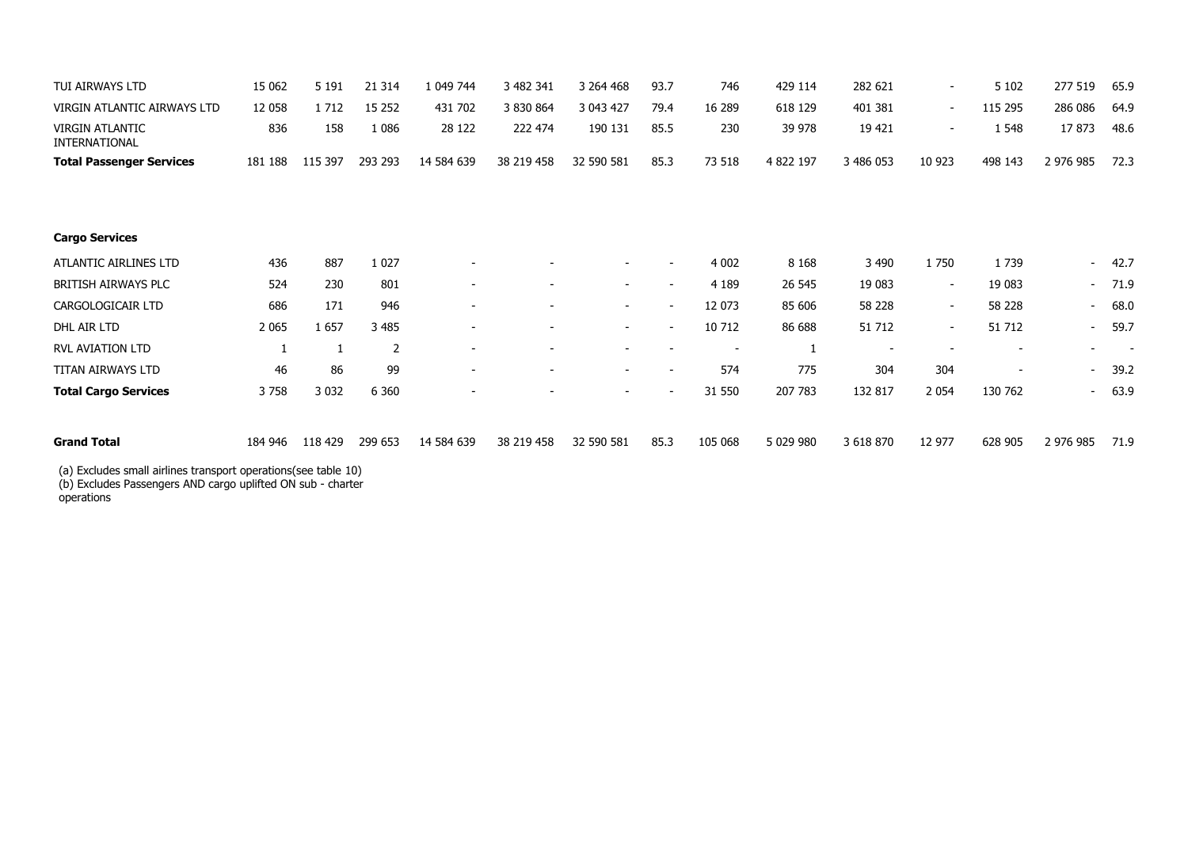| | | | | | | | | | | | | | | |
|---|---|---|---|---|---|---|---|---|---|---|---|---|---|---|
| TUI AIRWAYS LTD | 15 062 | 5 191 | 21 314 | 1 049 744 | 3 482 341 | 3 264 468 | 93.7 | 746 | 429 114 | 282 621 | - | 5 102 | 277 519 | 65.9 |
| VIRGIN ATLANTIC AIRWAYS LTD | 12 058 | 1 712 | 15 252 | 431 702 | 3 830 864 | 3 043 427 | 79.4 | 16 289 | 618 129 | 401 381 | - | 115 295 | 286 086 | 64.9 |
| VIRGIN ATLANTIC INTERNATIONAL | 836 | 158 | 1 086 | 28 122 | 222 474 | 190 131 | 85.5 | 230 | 39 978 | 19 421 | - | 1 548 | 17 873 | 48.6 |
| **Total Passenger Services** | 181 188 | 115 397 | 293 293 | 14 584 639 | 38 219 458 | 32 590 581 | 85.3 | 73 518 | 4 822 197 | 3 486 053 | 10 923 | 498 143 | 2 976 985 | 72.3 |
| **Cargo Services** | | | | | | | | | | | | | | |
| ATLANTIC AIRLINES LTD | 436 | 887 | 1 027 | - | - | - | - | 4 002 | 8 168 | 3 490 | 1 750 | 1 739 | - | 42.7 |
| BRITISH AIRWAYS PLC | 524 | 230 | 801 | - | - | - | - | 4 189 | 26 545 | 19 083 | - | 19 083 | - | 71.9 |
| CARGOLOGICAIR LTD | 686 | 171 | 946 | - | - | - | - | 12 073 | 85 606 | 58 228 | - | 58 228 | - | 68.0 |
| DHL AIR LTD | 2 065 | 1 657 | 3 485 | - | - | - | - | 10 712 | 86 688 | 51 712 | - | 51 712 | - | 59.7 |
| RVL AVIATION LTD | 1 | 1 | 2 | - | - | - | - | - | 1 | - | - | - | - | - |
| TITAN AIRWAYS LTD | 46 | 86 | 99 | - | - | - | - | 574 | 775 | 304 | 304 | - | - | 39.2 |
| **Total Cargo Services** | 3 758 | 3 032 | 6 360 | - | - | - | - | 31 550 | 207 783 | 132 817 | 2 054 | 130 762 | - | 63.9 |
| **Grand Total** | 184 946 | 118 429 | 299 653 | 14 584 639 | 38 219 458 | 32 590 581 | 85.3 | 105 068 | 5 029 980 | 3 618 870 | 12 977 | 628 905 | 2 976 985 | 71.9 |

(a) Excludes small airlines transport operations(see table 10)
(b) Excludes Passengers AND cargo uplifted ON sub - charter operations